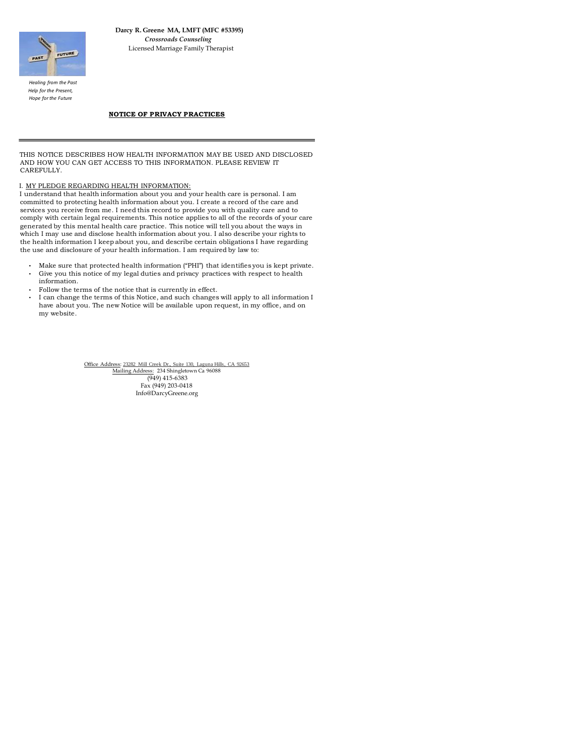**Darcy R. Greene MA, LMFT (MFC #53395)**
***Crossroads Counseling***
Licensed Marriage Family Therapist

*Healing from the Past*
*Help for the Present,*
*Hope for the Future*

## NOTICE OF PRIVACY PRACTICES

---

THIS NOTICE DESCRIBES HOW HEALTH INFORMATION MAY BE USED AND DISCLOSED AND HOW YOU CAN GET ACCESS TO THIS INFORMATION. PLEASE REVIEW IT CAREFULLY.

I. MY PLEDGE REGARDING HEALTH INFORMATION:

I understand that health information about you and your health care is personal. I am committed to protecting health information about you. I create a record of the care and services you receive from me. I need this record to provide you with quality care and to comply with certain legal requirements. This notice applies to all of the records of your care generated by this mental health care practice. This notice will tell you about the ways in which I may use and disclose health information about you. I also describe your rights to the health information I keep about you, and describe certain obligations I have regarding the use and disclosure of your health information. I am required by law to:

- Make sure that protected health information ("PHI") that identifies you is kept private.
- Give you this notice of my legal duties and privacy practices with respect to health information.
- Follow the terms of the notice that is currently in effect.
- I can change the terms of this Notice, and such changes will apply to all information I have about you. The new Notice will be available upon request, in my office, and on my website.

Office Address: 23282 Mill Creek Dr., Suite 130, Laguna Hills, CA 92653
Mailing Address: 234 Shingletown Ca 96088
(949) 415-6383
Fax (949) 203-0418
Info@DarcyGreene.org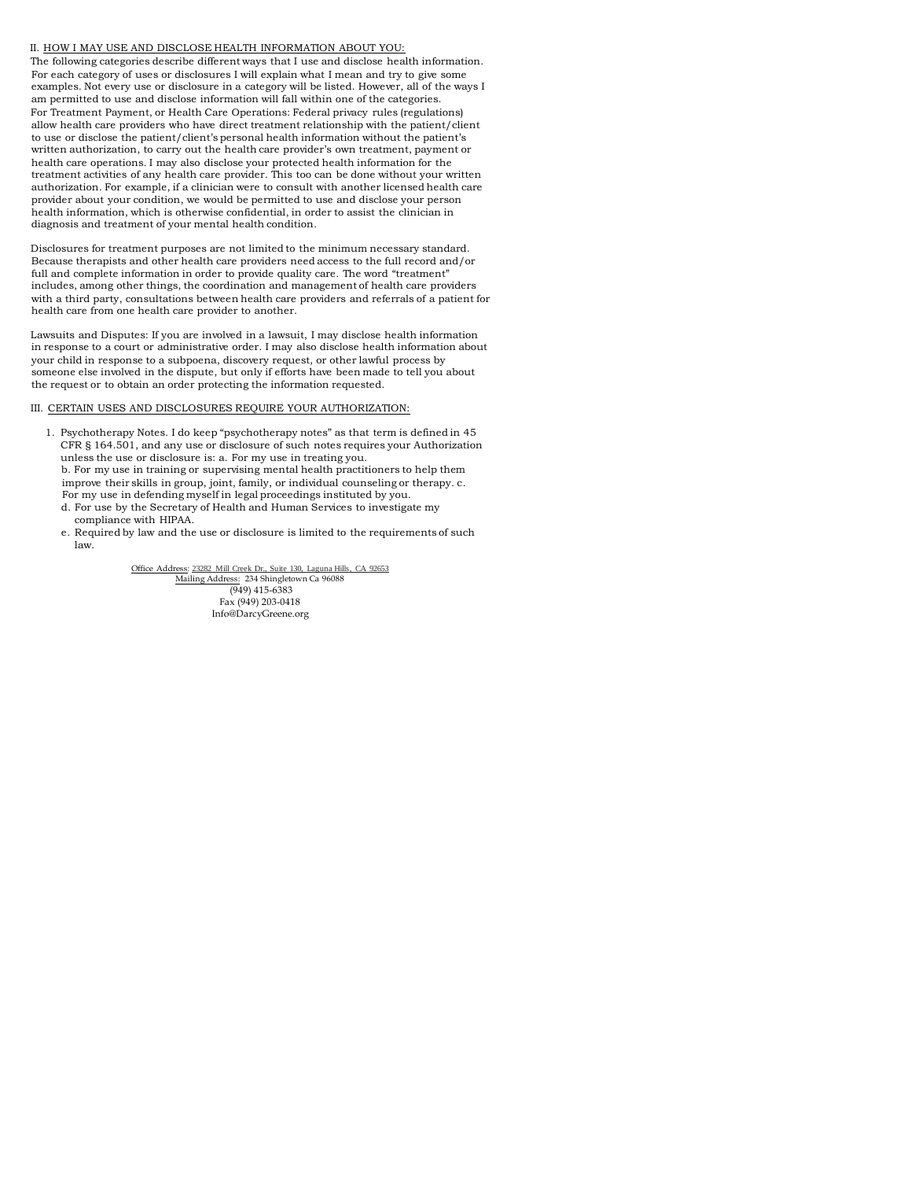II. <u>HOW I MAY USE AND DISCLOSE HEALTH INFORMATION ABOUT YOU:</u>

The following categories describe different ways that I use and disclose health information. For each category of uses or disclosures I will explain what I mean and try to give some examples. Not every use or disclosure in a category will be listed. However, all of the ways I am permitted to use and disclose information will fall within one of the categories.

For Treatment Payment, or Health Care Operations: Federal privacy rules (regulations) allow health care providers who have direct treatment relationship with the patient/client to use or disclose the patient/client's personal health information without the patient's written authorization, to carry out the health care provider's own treatment, payment or health care operations. I may also disclose your protected health information for the treatment activities of any health care provider. This too can be done without your written authorization. For example, if a clinician were to consult with another licensed health care provider about your condition, we would be permitted to use and disclose your person health information, which is otherwise confidential, in order to assist the clinician in diagnosis and treatment of your mental health condition.

Disclosures for treatment purposes are not limited to the minimum necessary standard. Because therapists and other health care providers need access to the full record and/or full and complete information in order to provide quality care. The word "treatment" includes, among other things, the coordination and management of health care providers with a third party, consultations between health care providers and referrals of a patient for health care from one health care provider to another.

Lawsuits and Disputes: If you are involved in a lawsuit, I may disclose health information in response to a court or administrative order. I may also disclose health information about your child in response to a subpoena, discovery request, or other lawful process by someone else involved in the dispute, but only if efforts have been made to tell you about the request or to obtain an order protecting the information requested.

III. <u>CERTAIN USES AND DISCLOSURES REQUIRE YOUR AUTHORIZATION:</u>

1. Psychotherapy Notes. I do keep "psychotherapy notes" as that term is defined in 45 CFR § 164.501, and any use or disclosure of such notes requires your Authorization unless the use or disclosure is: a. For my use in treating you.
   b. For my use in training or supervising mental health practitioners to help them improve their skills in group, joint, family, or individual counseling or therapy. c. For my use in defending myself in legal proceedings instituted by you.
   d. For use by the Secretary of Health and Human Services to investigate my compliance with HIPAA.
   e. Required by law and the use or disclosure is limited to the requirements of such law.

<u>Office Address</u>: <u>23282 Mill Creek Dr., Suite 130, Laguna Hills, CA 92653</u>
<u>Mailing Address</u>: 234 Shingletown Ca 96088
(949) 415-6383
Fax (949) 203-0418
Info@DarcyGreene.org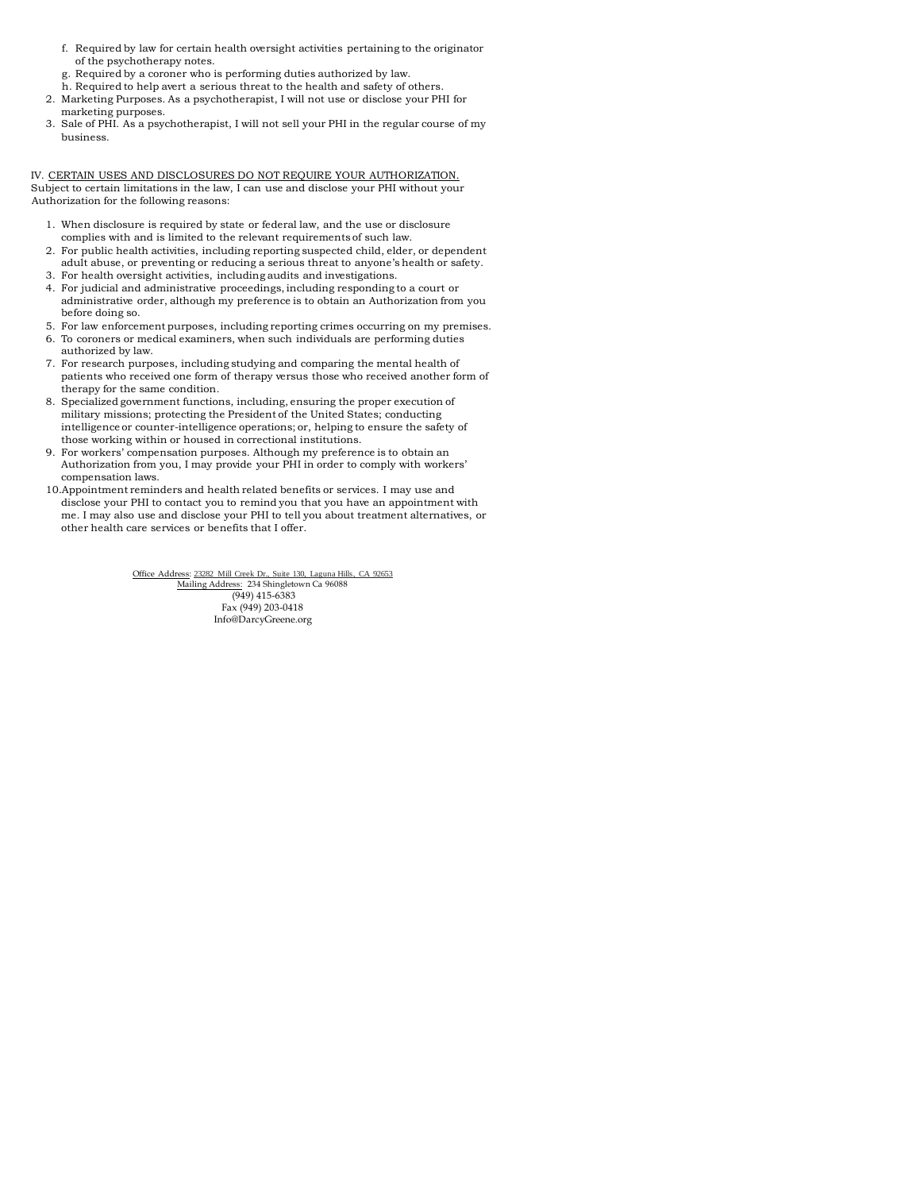f. Required by law for certain health oversight activities pertaining to the originator of the psychotherapy notes.
g. Required by a coroner who is performing duties authorized by law.
h. Required to help avert a serious threat to the health and safety of others.

2. Marketing Purposes. As a psychotherapist, I will not use or disclose your PHI for marketing purposes.
3. Sale of PHI. As a psychotherapist, I will not sell your PHI in the regular course of my business.

IV. CERTAIN USES AND DISCLOSURES DO NOT REQUIRE YOUR AUTHORIZATION.
Subject to certain limitations in the law, I can use and disclose your PHI without your Authorization for the following reasons:

1. When disclosure is required by state or federal law, and the use or disclosure complies with and is limited to the relevant requirements of such law.
2. For public health activities, including reporting suspected child, elder, or dependent adult abuse, or preventing or reducing a serious threat to anyone's health or safety.
3. For health oversight activities, including audits and investigations.
4. For judicial and administrative proceedings, including responding to a court or administrative order, although my preference is to obtain an Authorization from you before doing so.
5. For law enforcement purposes, including reporting crimes occurring on my premises.
6. To coroners or medical examiners, when such individuals are performing duties authorized by law.
7. For research purposes, including studying and comparing the mental health of patients who received one form of therapy versus those who received another form of therapy for the same condition.
8. Specialized government functions, including, ensuring the proper execution of military missions; protecting the President of the United States; conducting intelligence or counter-intelligence operations; or, helping to ensure the safety of those working within or housed in correctional institutions.
9. For workers' compensation purposes. Although my preference is to obtain an Authorization from you, I may provide your PHI in order to comply with workers' compensation laws.
10. Appointment reminders and health related benefits or services. I may use and disclose your PHI to contact you to remind you that you have an appointment with me. I may also use and disclose your PHI to tell you about treatment alternatives, or other health care services or benefits that I offer.

Office Address: 23282 Mill Creek Dr., Suite 130, Laguna Hills, CA 92653
Mailing Address: 234 Shingletown Ca 96088
(949) 415-6383
Fax (949) 203-0418
Info@DarcyGreene.org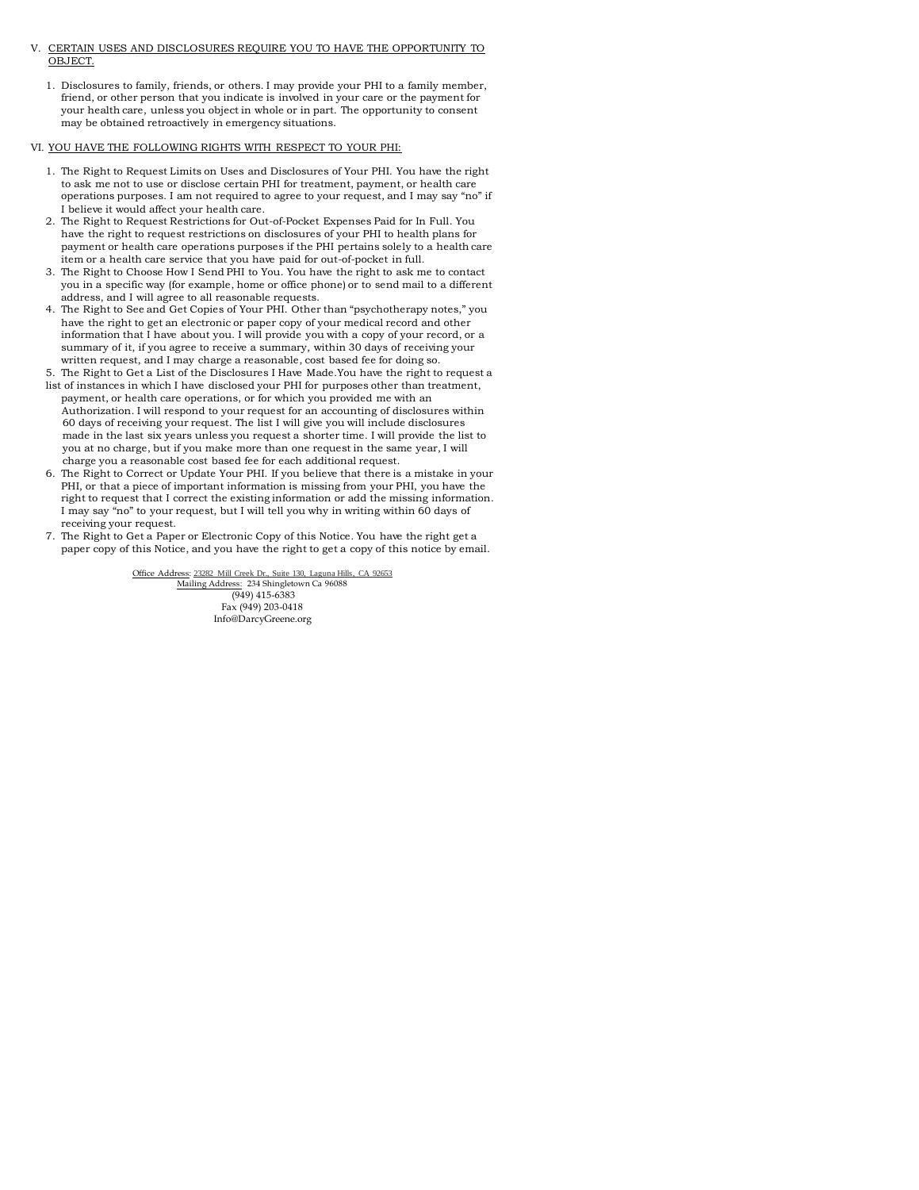V. CERTAIN USES AND DISCLOSURES REQUIRE YOU TO HAVE THE OPPORTUNITY TO OBJECT.

1. Disclosures to family, friends, or others. I may provide your PHI to a family member, friend, or other person that you indicate is involved in your care or the payment for your health care, unless you object in whole or in part. The opportunity to consent may be obtained retroactively in emergency situations.

VI. YOU HAVE THE FOLLOWING RIGHTS WITH RESPECT TO YOUR PHI:

1. The Right to Request Limits on Uses and Disclosures of Your PHI. You have the right to ask me not to use or disclose certain PHI for treatment, payment, or health care operations purposes. I am not required to agree to your request, and I may say "no" if I believe it would affect your health care.
2. The Right to Request Restrictions for Out-of-Pocket Expenses Paid for In Full. You have the right to request restrictions on disclosures of your PHI to health plans for payment or health care operations purposes if the PHI pertains solely to a health care item or a health care service that you have paid for out-of-pocket in full.
3. The Right to Choose How I Send PHI to You. You have the right to ask me to contact you in a specific way (for example, home or office phone) or to send mail to a different address, and I will agree to all reasonable requests.
4. The Right to See and Get Copies of Your PHI. Other than "psychotherapy notes," you have the right to get an electronic or paper copy of your medical record and other information that I have about you. I will provide you with a copy of your record, or a summary of it, if you agree to receive a summary, within 30 days of receiving your written request, and I may charge a reasonable, cost based fee for doing so.
5. The Right to Get a List of the Disclosures I Have Made.You have the right to request a list of instances in which I have disclosed your PHI for purposes other than treatment, payment, or health care operations, or for which you provided me with an Authorization. I will respond to your request for an accounting of disclosures within 60 days of receiving your request. The list I will give you will include disclosures made in the last six years unless you request a shorter time. I will provide the list to you at no charge, but if you make more than one request in the same year, I will charge you a reasonable cost based fee for each additional request.
6. The Right to Correct or Update Your PHI. If you believe that there is a mistake in your PHI, or that a piece of important information is missing from your PHI, you have the right to request that I correct the existing information or add the missing information. I may say "no" to your request, but I will tell you why in writing within 60 days of receiving your request.
7. The Right to Get a Paper or Electronic Copy of this Notice. You have the right get a paper copy of this Notice, and you have the right to get a copy of this notice by email.

Office Address: 23282 Mill Creek Dr., Suite 130, Laguna Hills, CA 92653
Mailing Address: 234 Shingletown Ca 96088
(949) 415-6383
Fax (949) 203-0418
Info@DarcyGreene.org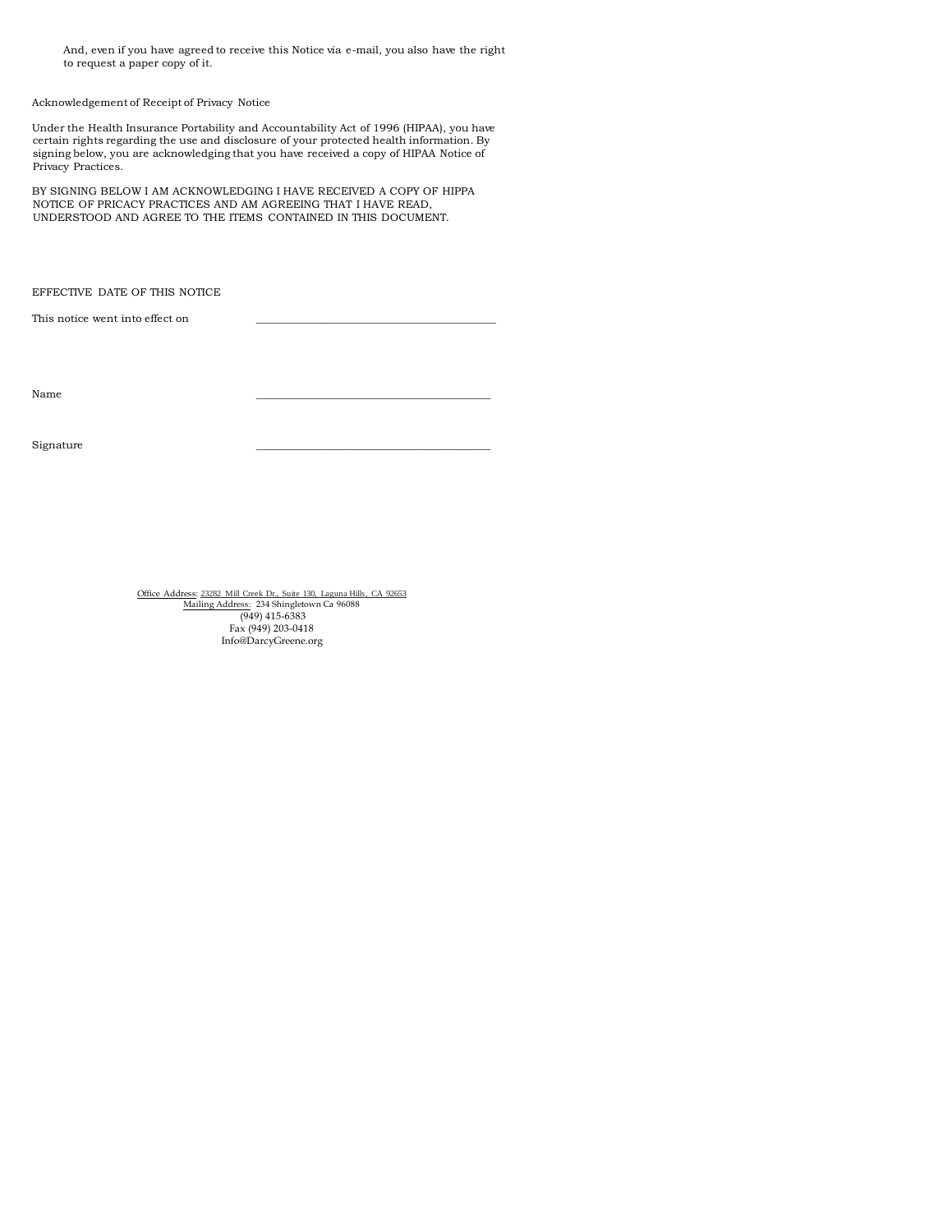And, even if you have agreed to receive this Notice via e-mail, you also have the right to request a paper copy of it.

Acknowledgement of Receipt of Privacy Notice

Under the Health Insurance Portability and Accountability Act of 1996 (HIPAA), you have certain rights regarding the use and disclosure of your protected health information. By signing below, you are acknowledging that you have received a copy of HIPAA Notice of Privacy Practices.

BY SIGNING BELOW I AM ACKNOWLEDGING I HAVE RECEIVED A COPY OF HIPPA NOTICE OF PRICACY PRACTICES AND AM AGREEING THAT I HAVE READ, UNDERSTOOD AND AGREE TO THE ITEMS CONTAINED IN THIS DOCUMENT.

EFFECTIVE DATE OF THIS NOTICE

This notice went into effect on ____________________________________________

Name ____________________________________________

Signature ____________________________________________

Office Address: 23282 Mill Creek Dr., Suite 130, Laguna Hills, CA 92653
Mailing Address: 234 Shingletown Ca 96088
(949) 415-6383
Fax (949) 203-0418
Info@DarcyGreene.org